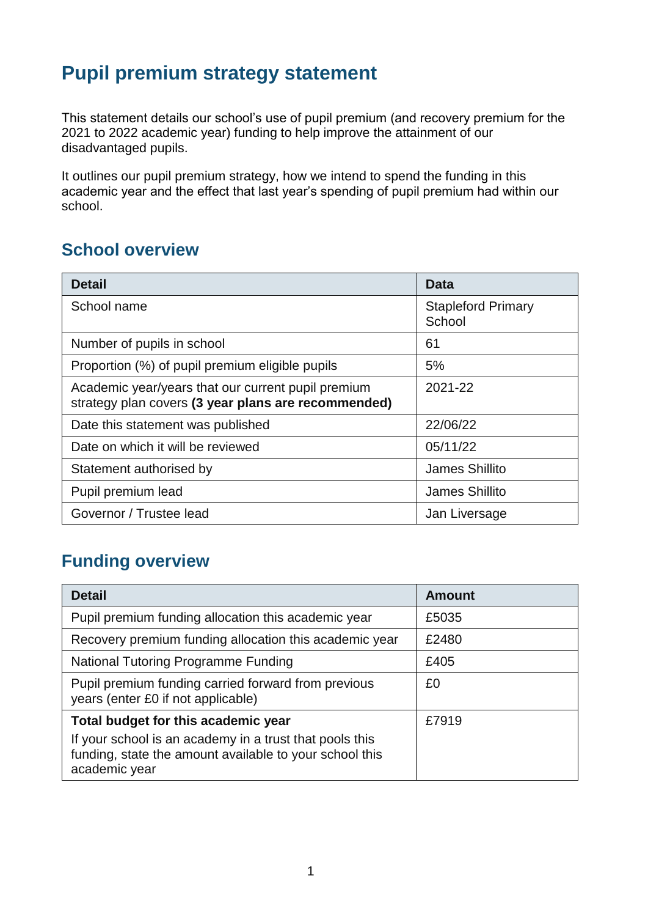# Pupil premium strategy statement

This statement details our school's use of pupil premium (and recovery premium for the 2021 to 2022 academic year) funding to help improve the attainment of our disadvantaged pupils.

It outlines our pupil premium strategy, how we intend to spend the funding in this academic year and the effect that last year's spending of pupil premium had within our school.

## School overview

| Detail | Data |
|---|---|
| School name | Stapleford Primary School |
| Number of pupils in school | 61 |
| Proportion (%) of pupil premium eligible pupils | 5% |
| Academic year/years that our current pupil premium strategy plan covers **(3 year plans are recommended)** | 2021-22 |
| Date this statement was published | 22/06/22 |
| Date on which it will be reviewed | 05/11/22 |
| Statement authorised by | James Shillito |
| Pupil premium lead | James Shillito |
| Governor / Trustee lead | Jan Liversage |

## Funding overview

| Detail | Amount |
|---|---|
| Pupil premium funding allocation this academic year | £5035 |
| Recovery premium funding allocation this academic year | £2480 |
| National Tutoring Programme Funding | £405 |
| Pupil premium funding carried forward from previous years (enter £0 if not applicable) | £0 |
| **Total budget for this academic year**<br>If your school is an academy in a trust that pools this funding, state the amount available to your school this academic year | £7919 |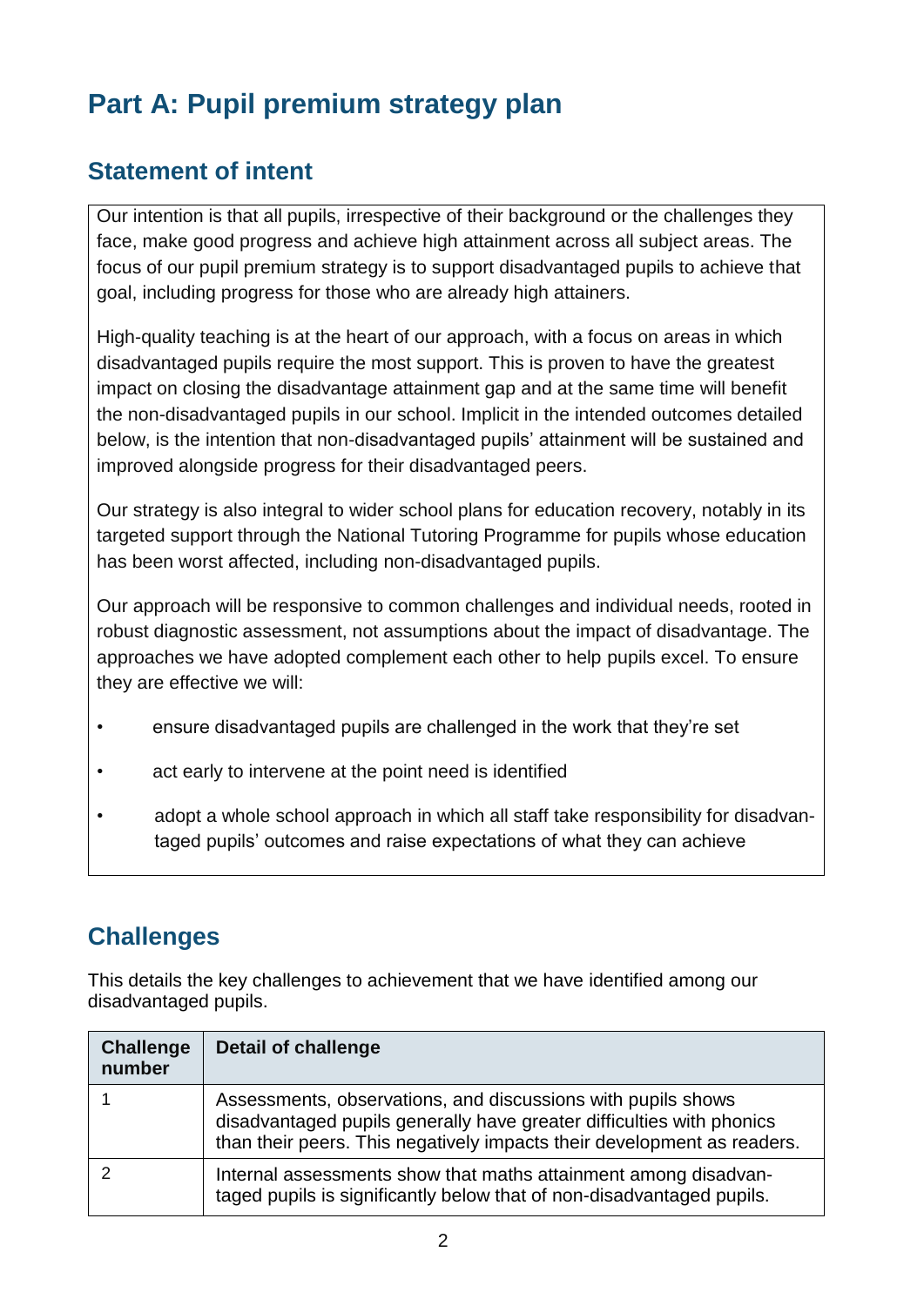# Part A: Pupil premium strategy plan

## Statement of intent

Our intention is that all pupils, irrespective of their background or the challenges they face, make good progress and achieve high attainment across all subject areas. The focus of our pupil premium strategy is to support disadvantaged pupils to achieve that goal, including progress for those who are already high attainers.

High-quality teaching is at the heart of our approach, with a focus on areas in which disadvantaged pupils require the most support. This is proven to have the greatest impact on closing the disadvantage attainment gap and at the same time will benefit the non-disadvantaged pupils in our school. Implicit in the intended outcomes detailed below, is the intention that non-disadvantaged pupils' attainment will be sustained and improved alongside progress for their disadvantaged peers.

Our strategy is also integral to wider school plans for education recovery, notably in its targeted support through the National Tutoring Programme for pupils whose education has been worst affected, including non-disadvantaged pupils.

Our approach will be responsive to common challenges and individual needs, rooted in robust diagnostic assessment, not assumptions about the impact of disadvantage. The approaches we have adopted complement each other to help pupils excel. To ensure they are effective we will:

- ensure disadvantaged pupils are challenged in the work that they're set
- act early to intervene at the point need is identified
- adopt a whole school approach in which all staff take responsibility for disadvantaged pupils' outcomes and raise expectations of what they can achieve

## Challenges

This details the key challenges to achievement that we have identified among our disadvantaged pupils.

| Challenge number | Detail of challenge |
|---|---|
| 1 | Assessments, observations, and discussions with pupils shows disadvantaged pupils generally have greater difficulties with phonics than their peers. This negatively impacts their development as readers. |
| 2 | Internal assessments show that maths attainment among disadvantaged pupils is significantly below that of non-disadvantaged pupils. |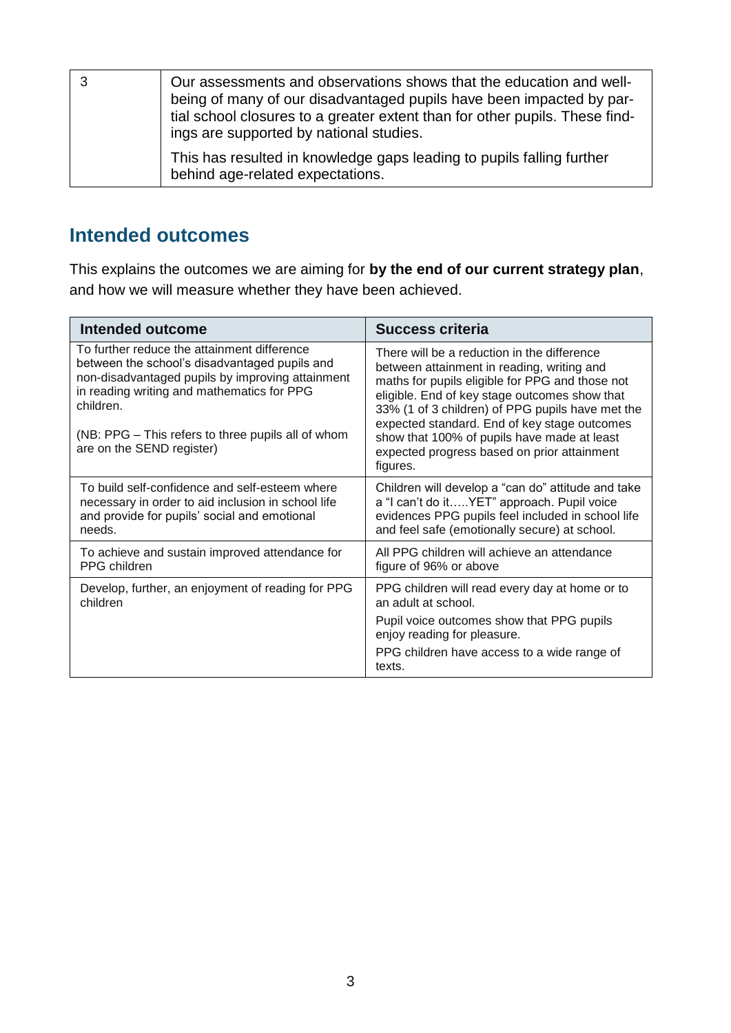| 3 | Our assessments and observations shows that the education and well-being of many of our disadvantaged pupils have been impacted by partial school closures to a greater extent than for other pupils. These findings are supported by national studies.<br><br>This has resulted in knowledge gaps leading to pupils falling further behind age-related expectations. |
|---|---|

## Intended outcomes

This explains the outcomes we are aiming for **by the end of our current strategy plan**, and how we will measure whether they have been achieved.

| Intended outcome | Success criteria |
|---|---|
| To further reduce the attainment difference between the school's disadvantaged pupils and non-disadvantaged pupils by improving attainment in reading writing and mathematics for PPG children.<br><br>(NB: PPG – This refers to three pupils all of whom are on the SEND register) | There will be a reduction in the difference between attainment in reading, writing and maths for pupils eligible for PPG and those not eligible. End of key stage outcomes show that 33% (1 of 3 children) of PPG pupils have met the expected standard. End of key stage outcomes show that 100% of pupils have made at least expected progress based on prior attainment figures. |
| To build self-confidence and self-esteem where necessary in order to aid inclusion in school life and provide for pupils' social and emotional needs. | Children will develop a "can do" attitude and take a "I can't do it…..YET" approach. Pupil voice evidences PPG pupils feel included in school life and feel safe (emotionally secure) at school. |
| To achieve and sustain improved attendance for PPG children | All PPG children will achieve an attendance figure of 96% or above |
| Develop, further, an enjoyment of reading for PPG children | PPG children will read every day at home or to an adult at school.<br><br>Pupil voice outcomes show that PPG pupils enjoy reading for pleasure.<br><br>PPG children have access to a wide range of texts. |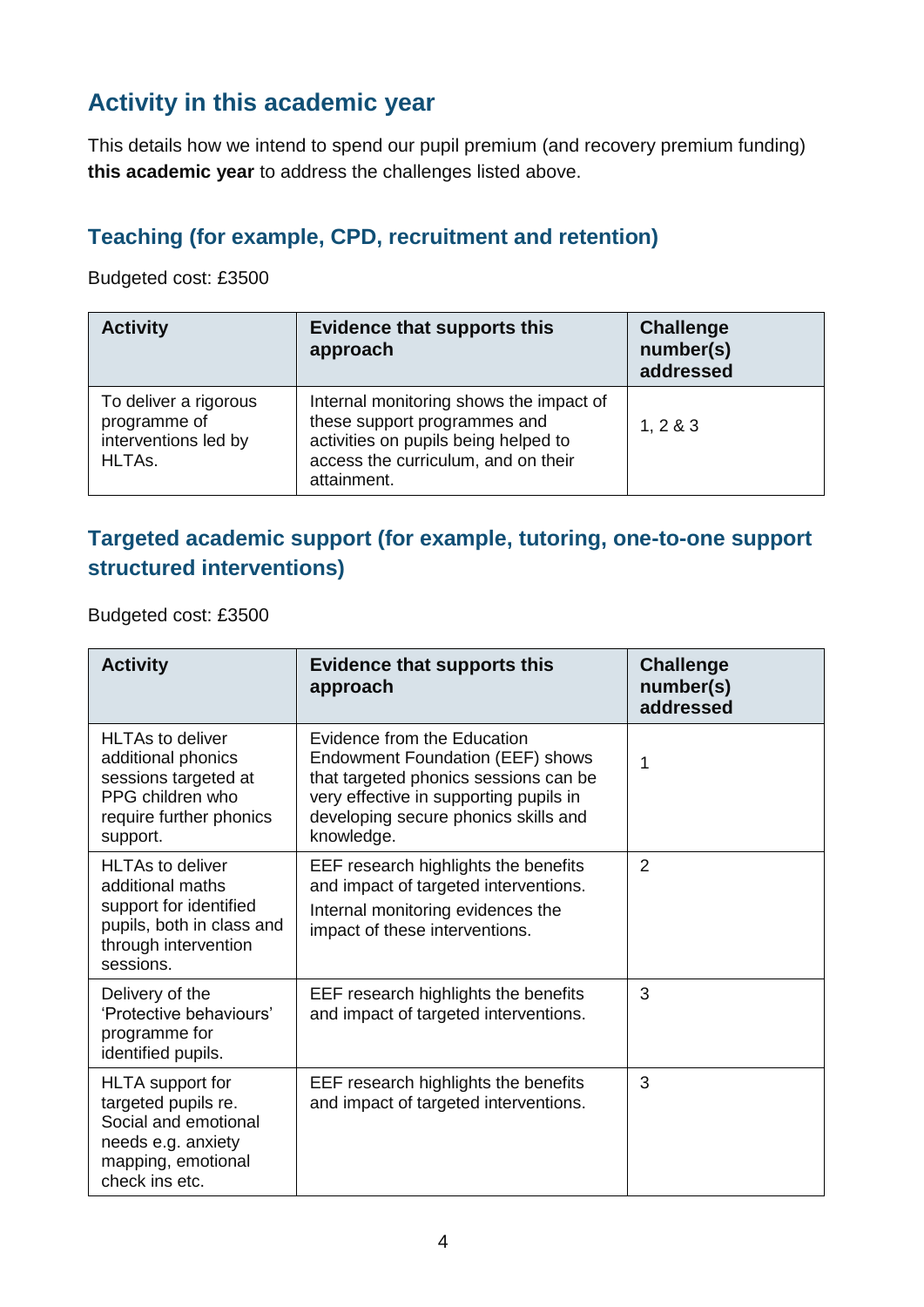## Activity in this academic year

This details how we intend to spend our pupil premium (and recovery premium funding) **this academic year** to address the challenges listed above.

### Teaching (for example, CPD, recruitment and retention)

Budgeted cost: £3500

| Activity | Evidence that supports this approach | Challenge number(s) addressed |
|---|---|---|
| To deliver a rigorous programme of interventions led by HLTAs. | Internal monitoring shows the impact of these support programmes and activities on pupils being helped to access the curriculum, and on their attainment. | 1, 2 & 3 |

### Targeted academic support (for example, tutoring, one-to-one support structured interventions)

Budgeted cost: £3500

| Activity | Evidence that supports this approach | Challenge number(s) addressed |
|---|---|---|
| HLTAs to deliver additional phonics sessions targeted at PPG children who require further phonics support. | Evidence from the Education Endowment Foundation (EEF) shows that targeted phonics sessions can be very effective in supporting pupils in developing secure phonics skills and knowledge. | 1 |
| HLTAs to deliver additional maths support for identified pupils, both in class and through intervention sessions. | EEF research highlights the benefits and impact of targeted interventions.<br>Internal monitoring evidences the impact of these interventions. | 2 |
| Delivery of the 'Protective behaviours' programme for identified pupils. | EEF research highlights the benefits and impact of targeted interventions. | 3 |
| HLTA support for targeted pupils re. Social and emotional needs e.g. anxiety mapping, emotional check ins etc. | EEF research highlights the benefits and impact of targeted interventions. | 3 |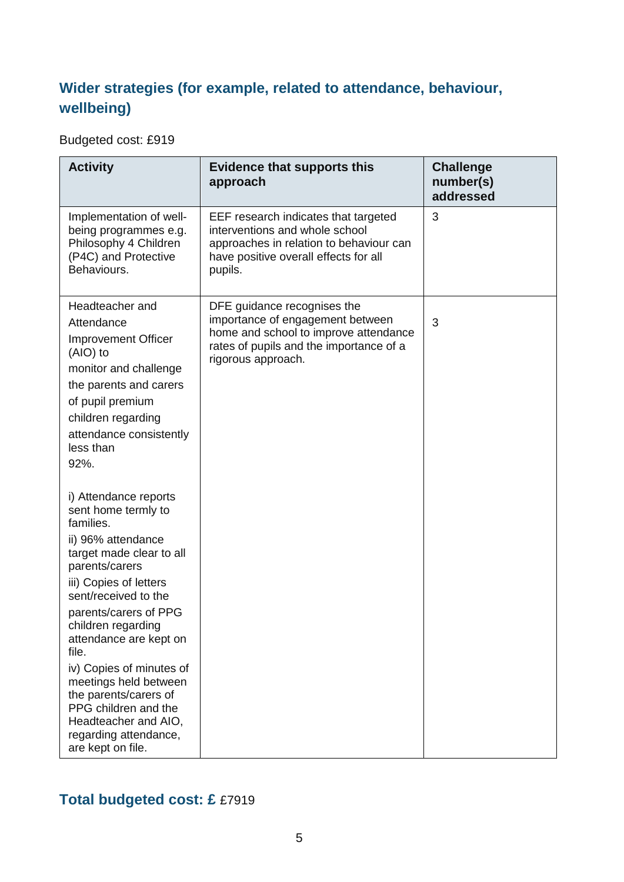## Wider strategies (for example, related to attendance, behaviour, wellbeing)

Budgeted cost: £919

| Activity | Evidence that supports this approach | Challenge number(s) addressed |
| --- | --- | --- |
| Implementation of well-being programmes e.g. Philosophy 4 Children (P4C) and Protective Behaviours. | EEF research indicates that targeted interventions and whole school approaches in relation to behaviour can have positive overall effects for all pupils. | 3 |
| Headteacher and Attendance Improvement Officer (AIO) to monitor and challenge the parents and carers of pupil premium children regarding attendance consistently less than 92%.<br><br>i) Attendance reports sent home termly to families.<br>ii) 96% attendance target made clear to all parents/carers<br>iii) Copies of letters sent/received to the parents/carers of PPG children regarding attendance are kept on file.<br>iv) Copies of minutes of meetings held between the parents/carers of PPG children and the Headteacher and AIO, regarding attendance, are kept on file. | DFE guidance recognises the importance of engagement between home and school to improve attendance rates of pupils and the importance of a rigorous approach. | 3 |

## Total budgeted cost: £ £7919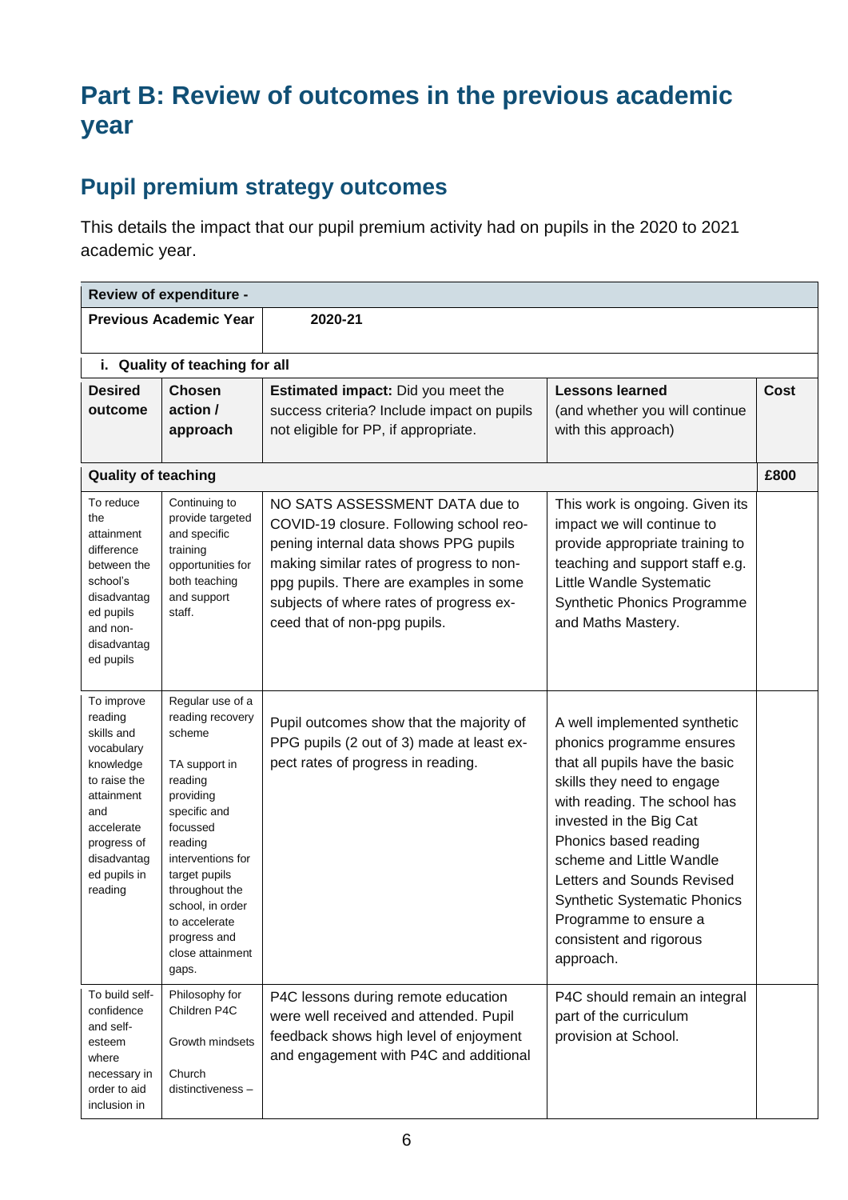# Part B: Review of outcomes in the previous academic year

## Pupil premium strategy outcomes

This details the impact that our pupil premium activity had on pupils in the 2020 to 2021 academic year.

| Review of expenditure - | | | | |
|---|---|---|---|---|
| **Previous Academic Year** | | **2020-21** | | |
| **i. Quality of teaching for all** | | | | |
| **Desired outcome** | **Chosen action / approach** | **Estimated impact:** Did you meet the success criteria? Include impact on pupils not eligible for PP, if appropriate. | **Lessons learned** (and whether you will continue with this approach) | **Cost** |
| **Quality of teaching** | | | | **£800** |
| To reduce the attainment difference between the school's disadvantaged pupils and non-disadvantaged pupils | Continuing to provide targeted and specific training opportunities for both teaching and support staff. | NO SATS ASSESSMENT DATA due to COVID-19 closure. Following school reopening internal data shows PPG pupils making similar rates of progress to non-ppg pupils. There are examples in some subjects of where rates of progress exceed that of non-ppg pupils. | This work is ongoing. Given its impact we will continue to provide appropriate training to teaching and support staff e.g. Little Wandle Systematic Synthetic Phonics Programme and Maths Mastery. | |
| To improve reading skills and vocabulary knowledge to raise the attainment and accelerate progress of disadvantaged pupils in reading | Regular use of a reading recovery scheme<br><br>TA support in reading providing specific and focussed reading interventions for target pupils throughout the school, in order to accelerate progress and close attainment gaps. | Pupil outcomes show that the majority of PPG pupils (2 out of 3) made at least expect rates of progress in reading. | A well implemented synthetic phonics programme ensures that all pupils have the basic skills they need to engage with reading. The school has invested in the Big Cat Phonics based reading scheme and Little Wandle Letters and Sounds Revised Synthetic Systematic Phonics Programme to ensure a consistent and rigorous approach. | |
| To build self-confidence and self-esteem where necessary in order to aid inclusion in | Philosophy for Children P4C<br><br>Growth mindsets<br><br>Church distinctiveness – | P4C lessons during remote education were well received and attended. Pupil feedback shows high level of enjoyment and engagement with P4C and additional | P4C should remain an integral part of the curriculum provision at School. | |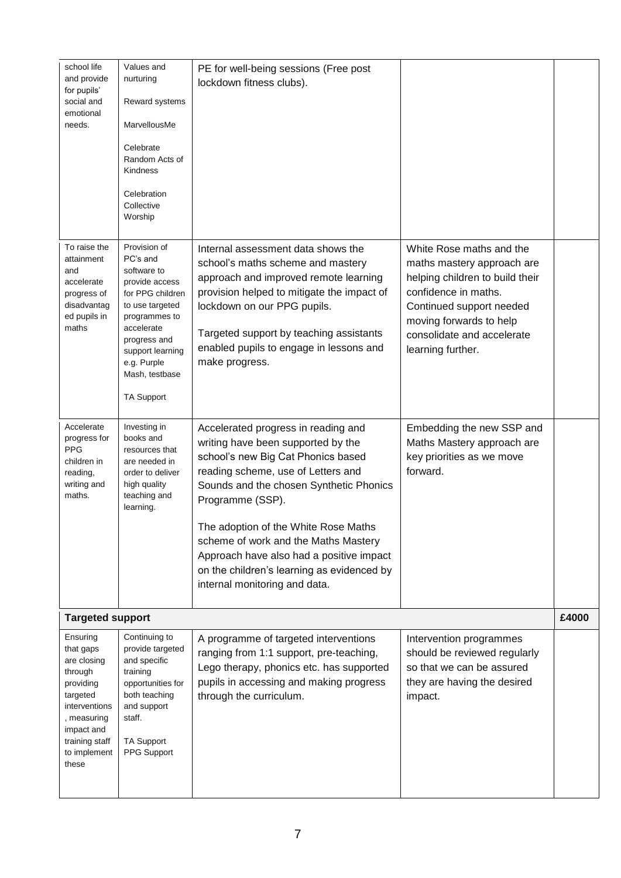| school life and provide for pupils' social and emotional needs. | Values and nurturing<br><br>Reward systems<br><br>MarvellousMe<br><br>Celebrate Random Acts of Kindness<br><br>Celebration Collective Worship | PE for well-being sessions (Free post lockdown fitness clubs). | | |
|---|---|---|---|---|
| To raise the attainment and accelerate progress of disadvantaged pupils in maths | Provision of PC's and software to provide access for PPG children to use targeted programmes to accelerate progress and support learning e.g. Purple Mash, testbase<br><br>TA Support | Internal assessment data shows the school's maths scheme and mastery approach and improved remote learning provision helped to mitigate the impact of lockdown on our PPG pupils.<br><br>Targeted support by teaching assistants enabled pupils to engage in lessons and make progress. | White Rose maths and the maths mastery approach are helping children to build their confidence in maths. Continued support needed moving forwards to help consolidate and accelerate learning further. | |
| Accelerate progress for PPG children in reading, writing and maths. | Investing in books and resources that are needed in order to deliver high quality teaching and learning. | Accelerated progress in reading and writing have been supported by the school's new Big Cat Phonics based reading scheme, use of Letters and Sounds and the chosen Synthetic Phonics Programme (SSP).<br><br>The adoption of the White Rose Maths scheme of work and the Maths Mastery Approach have also had a positive impact on the children's learning as evidenced by internal monitoring and data. | Embedding the new SSP and Maths Mastery approach are key priorities as we move forward. | |
| **Targeted support** | | | | **£4000** |
| Ensuring that gaps are closing through providing targeted interventions, measuring impact and training staff to implement these | Continuing to provide targeted and specific training opportunities for both teaching and support staff.<br><br>TA Support<br>PPG Support | A programme of targeted interventions ranging from 1:1 support, pre-teaching, Lego therapy, phonics etc. has supported pupils in accessing and making progress through the curriculum. | Intervention programmes should be reviewed regularly so that we can be assured they are having the desired impact. | |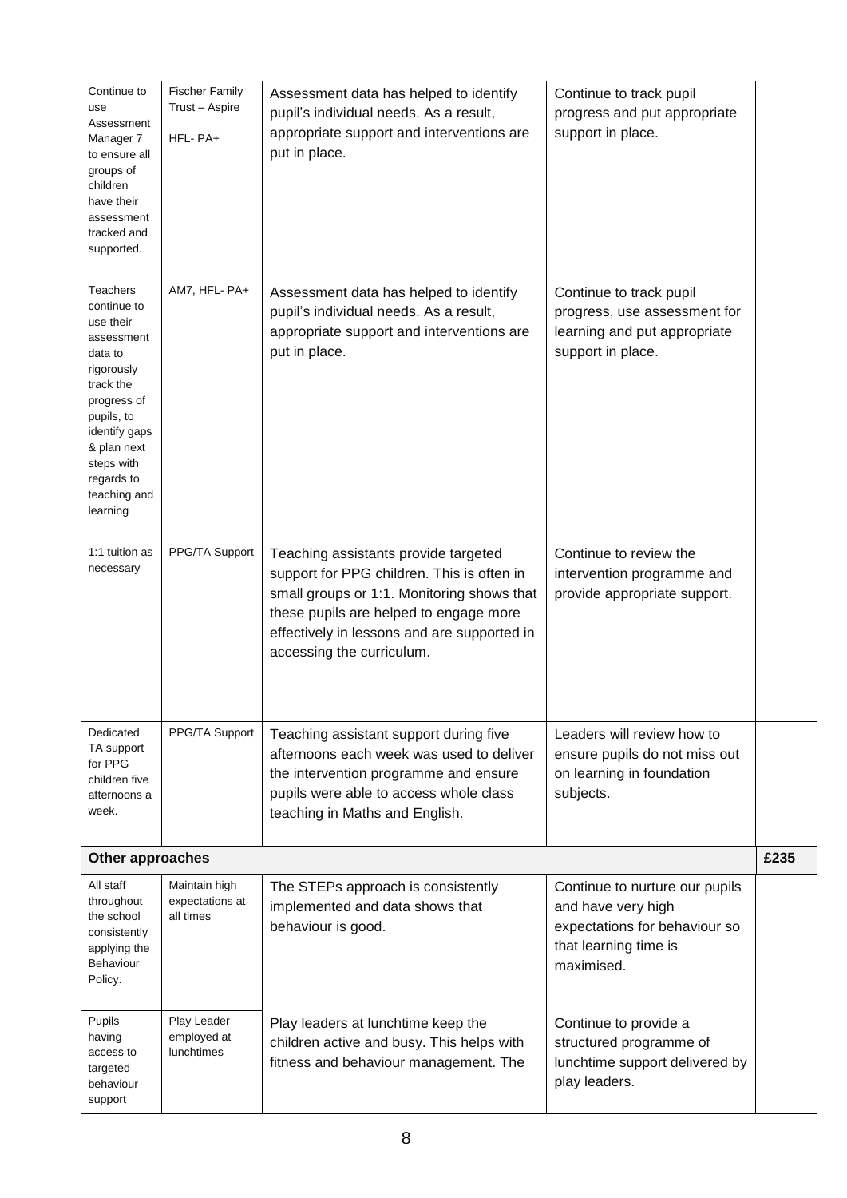| | | | | |
|---|---|---|---|---|
| Continue to use Assessment Manager 7 to ensure all groups of children have their assessment tracked and supported. | Fischer Family Trust – Aspire<br><br>HFL- PA+ | Assessment data has helped to identify pupil's individual needs. As a result, appropriate support and interventions are put in place. | Continue to track pupil progress and put appropriate support in place. | |
| Teachers continue to use their assessment data to rigorously track the progress of pupils, to identify gaps & plan next steps with regards to teaching and learning | AM7, HFL- PA+ | Assessment data has helped to identify pupil's individual needs. As a result, appropriate support and interventions are put in place. | Continue to track pupil progress, use assessment for learning and put appropriate support in place. | |
| 1:1 tuition as necessary | PPG/TA Support | Teaching assistants provide targeted support for PPG children. This is often in small groups or 1:1. Monitoring shows that these pupils are helped to engage more effectively in lessons and are supported in accessing the curriculum. | Continue to review the intervention programme and provide appropriate support. | |
| Dedicated TA support for PPG children five afternoons a week. | PPG/TA Support | Teaching assistant support during five afternoons each week was used to deliver the intervention programme and ensure pupils were able to access whole class teaching in Maths and English. | Leaders will review how to ensure pupils do not miss out on learning in foundation subjects. | |
| **Other approaches** | | | | **£235** |
| All staff throughout the school consistently applying the Behaviour Policy. | Maintain high expectations at all times | The STEPs approach is consistently implemented and data shows that behaviour is good. | Continue to nurture our pupils and have very high expectations for behaviour so that learning time is maximised. | |
| Pupils having access to targeted behaviour support | Play Leader employed at lunchtimes | Play leaders at lunchtime keep the children active and busy. This helps with fitness and behaviour management. The | Continue to provide a structured programme of lunchtime support delivered by play leaders. | |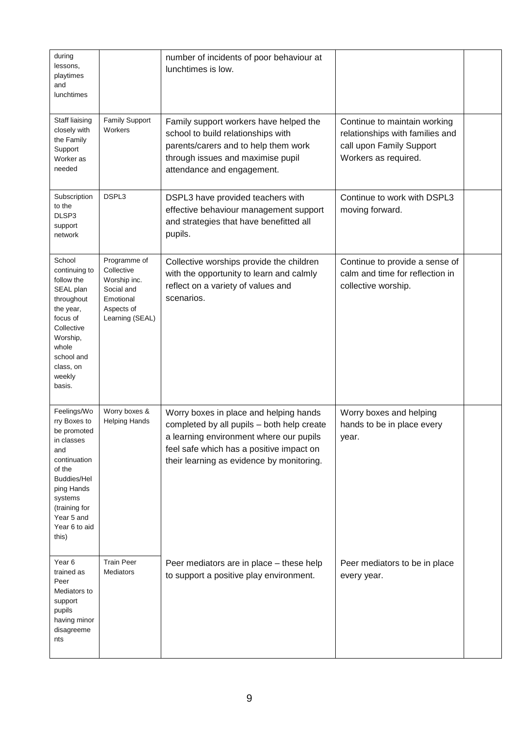| during lessons, playtimes and lunchtimes | | number of incidents of poor behaviour at lunchtimes is low. | | |
|---|---|---|---|---|
| Staff liaising closely with the Family Support Worker as needed | Family Support Workers | Family support workers have helped the school to build relationships with parents/carers and to help them work through issues and maximise pupil attendance and engagement. | Continue to maintain working relationships with families and call upon Family Support Workers as required. | |
| Subscription to the DLSP3 support network | DSPL3 | DSPL3 have provided teachers with effective behaviour management support and strategies that have benefitted all pupils. | Continue to work with DSPL3 moving forward. | |
| School continuing to follow the SEAL plan throughout the year, focus of Collective Worship, whole school and class, on weekly basis. | Programme of Collective Worship inc. Social and Emotional Aspects of Learning (SEAL) | Collective worships provide the children with the opportunity to learn and calmly reflect on a variety of values and scenarios. | Continue to provide a sense of calm and time for reflection in collective worship. | |
| Feelings/Worry Boxes to be promoted in classes and continuation of the Buddies/Helping Hands systems (training for Year 5 and Year 6 to aid this) | Worry boxes & Helping Hands | Worry boxes in place and helping hands completed by all pupils – both help create a learning environment where our pupils feel safe which has a positive impact on their learning as evidence by monitoring. | Worry boxes and helping hands to be in place every year. | |
| Year 6 trained as Peer Mediators to support pupils having minor disagreements | Train Peer Mediators | Peer mediators are in place – these help to support a positive play environment. | Peer mediators to be in place every year. | |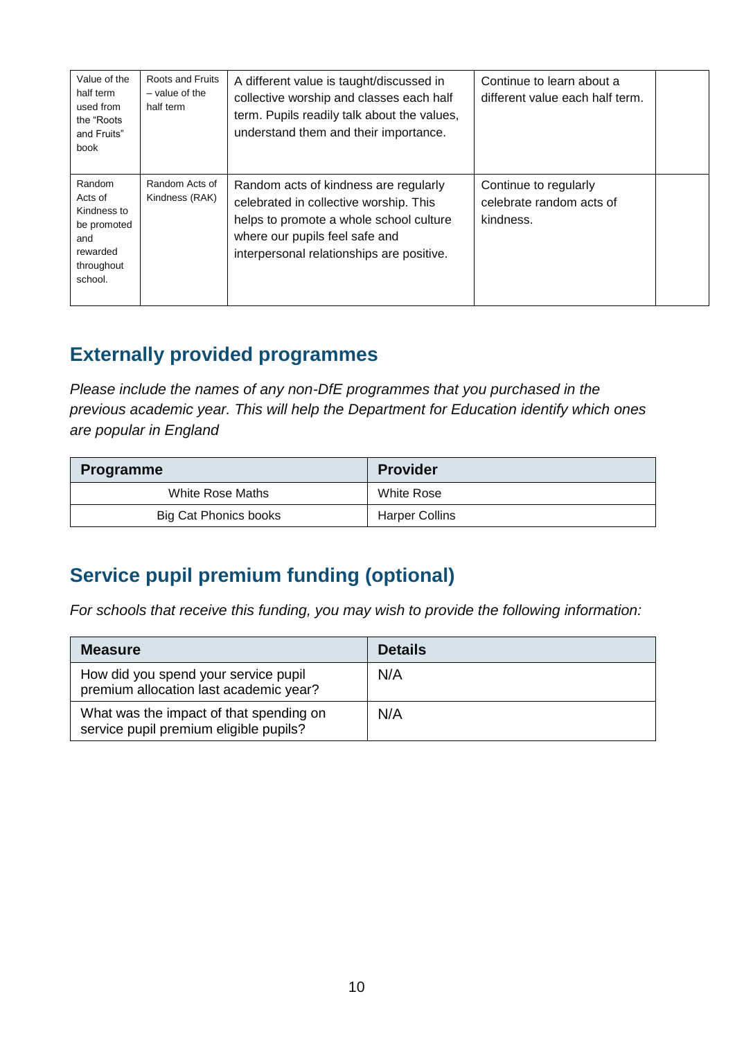| | | | | |
|---|---|---|---|---|
| Value of the half term used from the "Roots and Fruits" book | Roots and Fruits – value of the half term | A different value is taught/discussed in collective worship and classes each half term. Pupils readily talk about the values, understand them and their importance. | Continue to learn about a different value each half term. | |
| Random Acts of Kindness to be promoted and rewarded throughout school. | Random Acts of Kindness (RAK) | Random acts of kindness are regularly celebrated in collective worship. This helps to promote a whole school culture where our pupils feel safe and interpersonal relationships are positive. | Continue to regularly celebrate random acts of kindness. | |

## Externally provided programmes

*Please include the names of any non-DfE programmes that you purchased in the previous academic year. This will help the Department for Education identify which ones are popular in England*

| Programme | Provider |
|---|---|
| White Rose Maths | White Rose |
| Big Cat Phonics books | Harper Collins |

## Service pupil premium funding (optional)

*For schools that receive this funding, you may wish to provide the following information:*

| Measure | Details |
|---|---|
| How did you spend your service pupil premium allocation last academic year? | N/A |
| What was the impact of that spending on service pupil premium eligible pupils? | N/A |